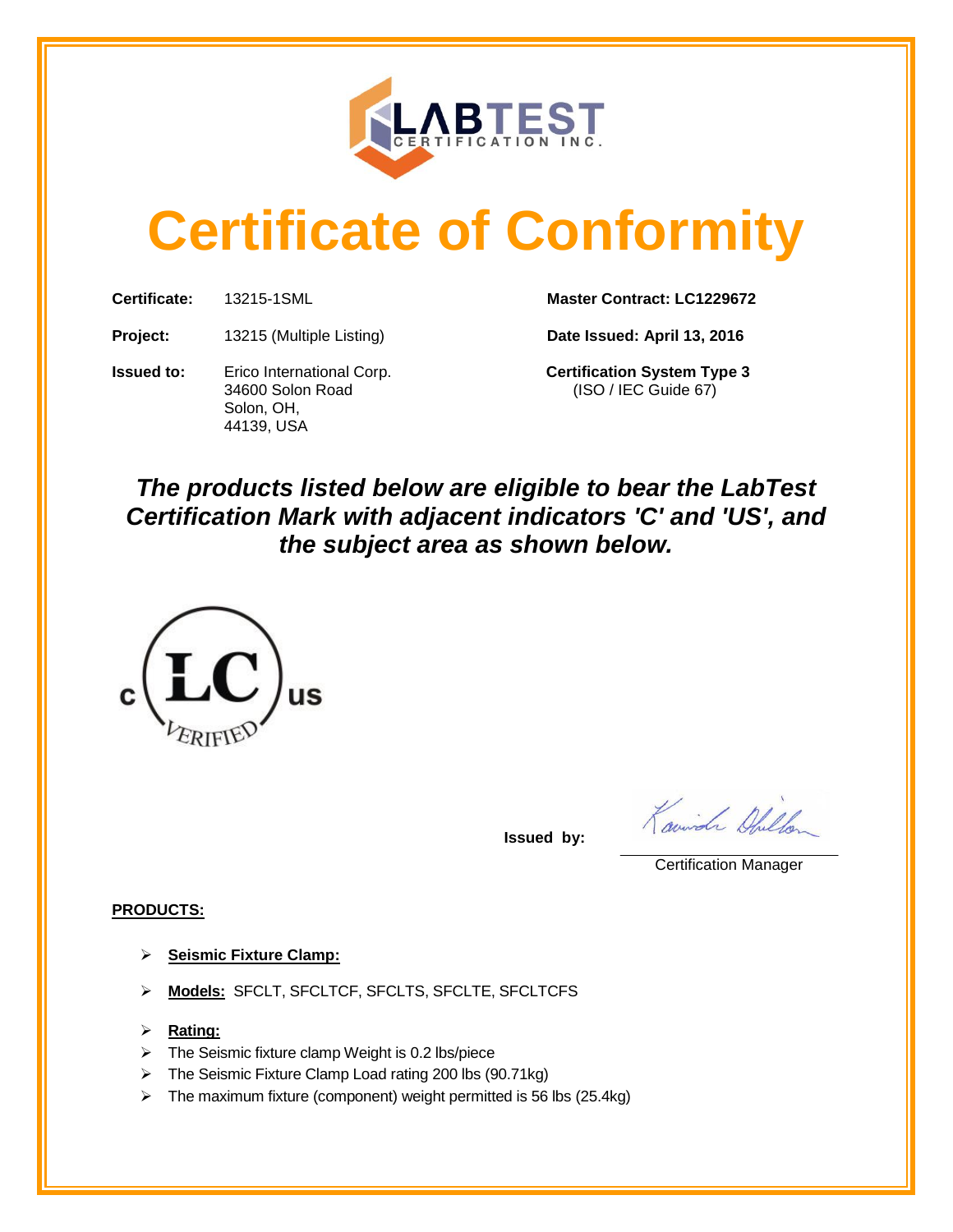LABTEST CERTIFICATION INC.

# Certificate of Conformity

**Certificate:** 13215-1SML

**Project:** 13215 (Multiple Listing)

**Issued to:** Erico International Corp.
34600 Solon Road
Solon, OH,
44139, USA

**Master Contract: LC1229672**

**Date Issued: April 13, 2016**

**Certification System Type 3**
(ISO / IEC Guide 67)

***The products listed below are eligible to bear the LabTest Certification Mark with adjacent indicators 'C' and 'US', and the subject area as shown below.***

c LC us VERIFIED

**Issued by:**

Certification Manager

**PRODUCTS:**

- **Seismic Fixture Clamp:**
- **Models:** SFCLT, SFCLTCF, SFCLTS, SFCLTE, SFCLTCFS
- **Rating:**
- The Seismic fixture clamp Weight is 0.2 lbs/piece
- The Seismic Fixture Clamp Load rating 200 lbs (90.71kg)
- The maximum fixture (component) weight permitted is 56 lbs (25.4kg)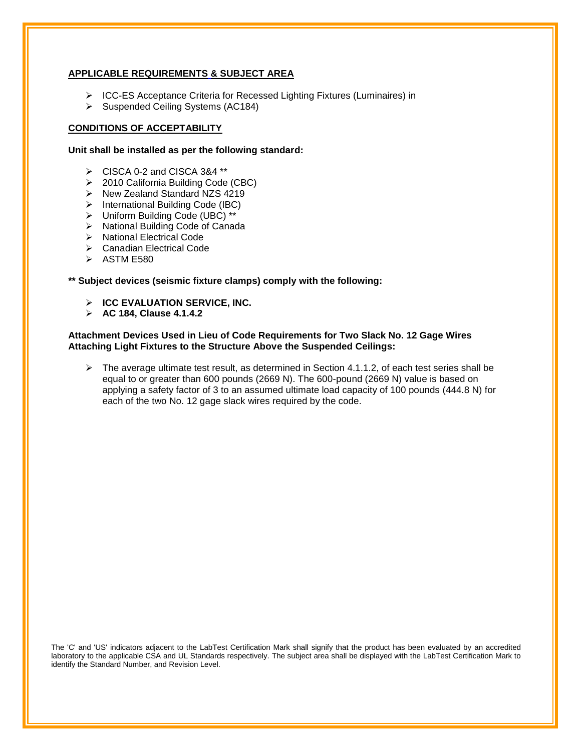**APPLICABLE REQUIREMENTS & SUBJECT AREA**

- ICC-ES Acceptance Criteria for Recessed Lighting Fixtures (Luminaires) in
- Suspended Ceiling Systems (AC184)

**CONDITIONS OF ACCEPTABILITY**

**Unit shall be installed as per the following standard:**

- CISCA 0-2 and CISCA 3&4 **
- 2010 California Building Code (CBC)
- New Zealand Standard NZS 4219
- International Building Code (IBC)
- Uniform Building Code (UBC) **
- National Building Code of Canada
- National Electrical Code
- Canadian Electrical Code
- ASTM E580

**** Subject devices (seismic fixture clamps) comply with the following:**

- **ICC EVALUATION SERVICE, INC.**
- **AC 184, Clause 4.1.4.2**

**Attachment Devices Used in Lieu of Code Requirements for Two Slack No. 12 Gage Wires Attaching Light Fixtures to the Structure Above the Suspended Ceilings:**

- The average ultimate test result, as determined in Section 4.1.1.2, of each test series shall be equal to or greater than 600 pounds (2669 N). The 600-pound (2669 N) value is based on applying a safety factor of 3 to an assumed ultimate load capacity of 100 pounds (444.8 N) for each of the two No. 12 gage slack wires required by the code.

The 'C' and 'US' indicators adjacent to the LabTest Certification Mark shall signify that the product has been evaluated by an accredited laboratory to the applicable CSA and UL Standards respectively. The subject area shall be displayed with the LabTest Certification Mark to identify the Standard Number, and Revision Level.